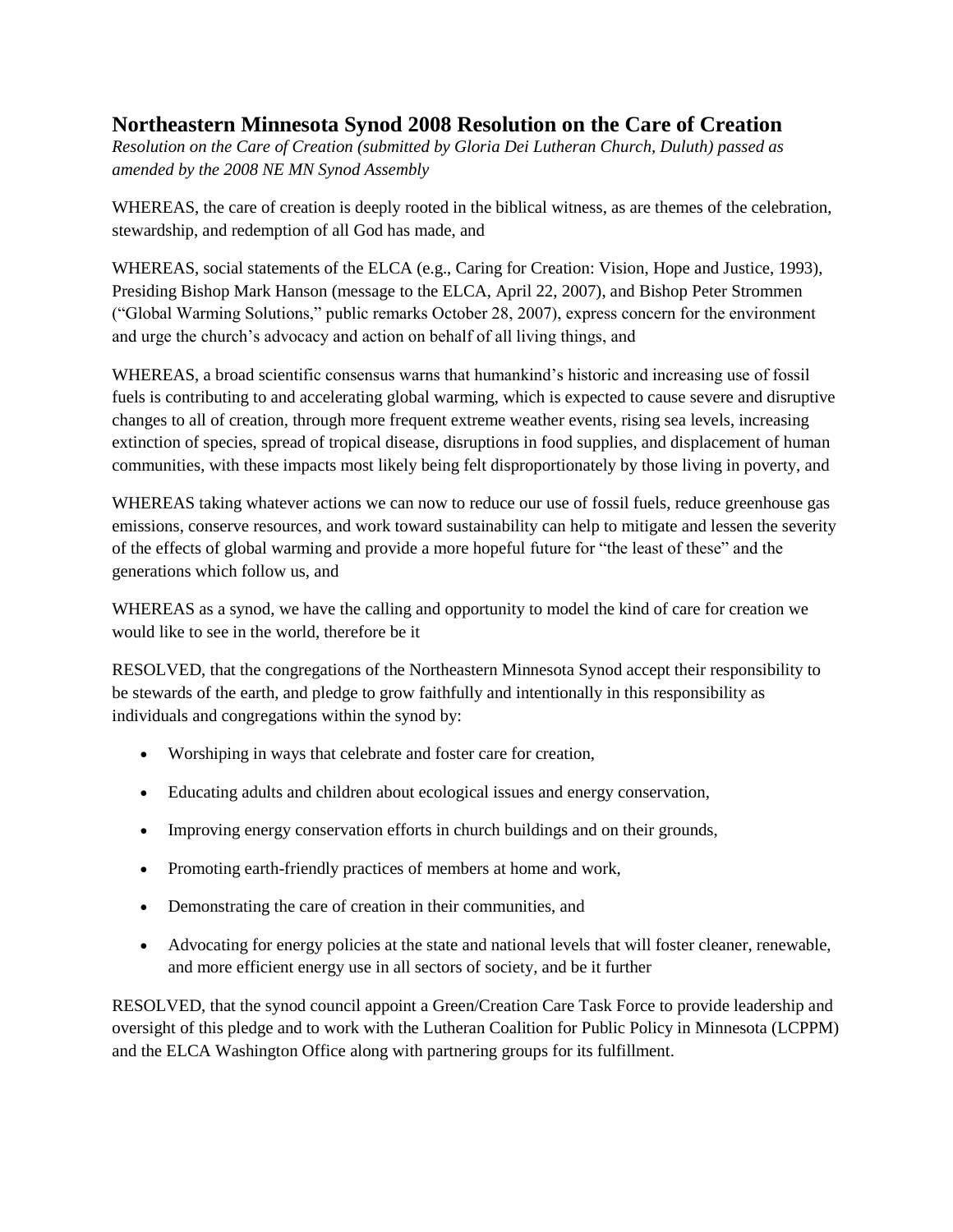## Northeastern Minnesota Synod 2008 Resolution on the Care of Creation

*Resolution on the Care of Creation (submitted by Gloria Dei Lutheran Church, Duluth) passed as amended by the 2008 NE MN Synod Assembly*

WHEREAS, the care of creation is deeply rooted in the biblical witness, as are themes of the celebration, stewardship, and redemption of all God has made, and

WHEREAS, social statements of the ELCA (e.g., Caring for Creation: Vision, Hope and Justice, 1993), Presiding Bishop Mark Hanson (message to the ELCA, April 22, 2007), and Bishop Peter Strommen ("Global Warming Solutions," public remarks October 28, 2007), express concern for the environment and urge the church's advocacy and action on behalf of all living things, and

WHEREAS, a broad scientific consensus warns that humankind's historic and increasing use of fossil fuels is contributing to and accelerating global warming, which is expected to cause severe and disruptive changes to all of creation, through more frequent extreme weather events, rising sea levels, increasing extinction of species, spread of tropical disease, disruptions in food supplies, and displacement of human communities, with these impacts most likely being felt disproportionately by those living in poverty, and

WHEREAS taking whatever actions we can now to reduce our use of fossil fuels, reduce greenhouse gas emissions, conserve resources, and work toward sustainability can help to mitigate and lessen the severity of the effects of global warming and provide a more hopeful future for "the least of these" and the generations which follow us, and

WHEREAS as a synod, we have the calling and opportunity to model the kind of care for creation we would like to see in the world, therefore be it

RESOLVED, that the congregations of the Northeastern Minnesota Synod accept their responsibility to be stewards of the earth, and pledge to grow faithfully and intentionally in this responsibility as individuals and congregations within the synod by:

- Worshiping in ways that celebrate and foster care for creation,
- Educating adults and children about ecological issues and energy conservation,
- Improving energy conservation efforts in church buildings and on their grounds,
- Promoting earth-friendly practices of members at home and work,
- Demonstrating the care of creation in their communities, and
- Advocating for energy policies at the state and national levels that will foster cleaner, renewable, and more efficient energy use in all sectors of society, and be it further

RESOLVED, that the synod council appoint a Green/Creation Care Task Force to provide leadership and oversight of this pledge and to work with the Lutheran Coalition for Public Policy in Minnesota (LCPPM) and the ELCA Washington Office along with partnering groups for its fulfillment.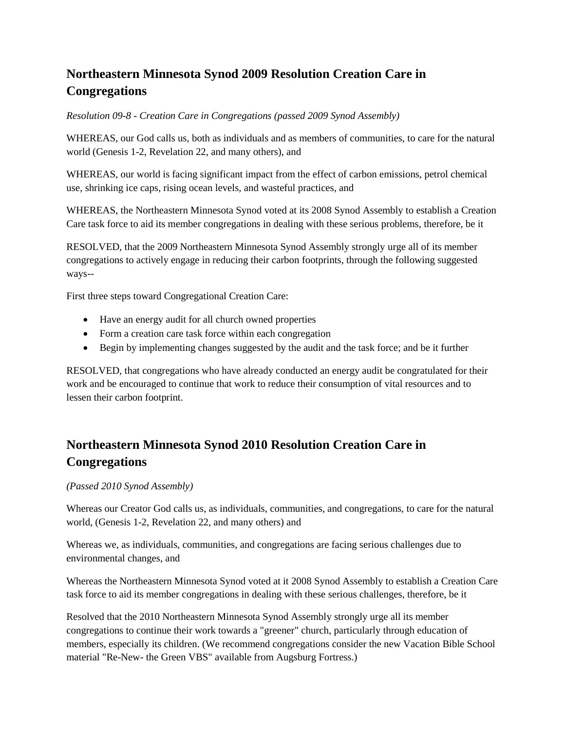## Northeastern Minnesota Synod 2009 Resolution Creation Care in Congregations

*Resolution 09-8 - Creation Care in Congregations (passed 2009 Synod Assembly)*

WHEREAS, our God calls us, both as individuals and as members of communities, to care for the natural world (Genesis 1-2, Revelation 22, and many others), and

WHEREAS, our world is facing significant impact from the effect of carbon emissions, petrol chemical use, shrinking ice caps, rising ocean levels, and wasteful practices, and

WHEREAS, the Northeastern Minnesota Synod voted at its 2008 Synod Assembly to establish a Creation Care task force to aid its member congregations in dealing with these serious problems, therefore, be it

RESOLVED, that the 2009 Northeastern Minnesota Synod Assembly strongly urge all of its member congregations to actively engage in reducing their carbon footprints, through the following suggested ways--

First three steps toward Congregational Creation Care:

- Have an energy audit for all church owned properties
- Form a creation care task force within each congregation
- Begin by implementing changes suggested by the audit and the task force; and be it further

RESOLVED, that congregations who have already conducted an energy audit be congratulated for their work and be encouraged to continue that work to reduce their consumption of vital resources and to lessen their carbon footprint.

## Northeastern Minnesota Synod 2010 Resolution Creation Care in Congregations

*(Passed 2010 Synod Assembly)*

Whereas our Creator God calls us, as individuals, communities, and congregations, to care for the natural world, (Genesis 1-2, Revelation 22, and many others) and

Whereas we, as individuals, communities, and congregations are facing serious challenges due to environmental changes, and

Whereas the Northeastern Minnesota Synod voted at it 2008 Synod Assembly to establish a Creation Care task force to aid its member congregations in dealing with these serious challenges, therefore, be it

Resolved that the 2010 Northeastern Minnesota Synod Assembly strongly urge all its member congregations to continue their work towards a "greener" church, particularly through education of members, especially its children. (We recommend congregations consider the new Vacation Bible School material "Re-New- the Green VBS" available from Augsburg Fortress.)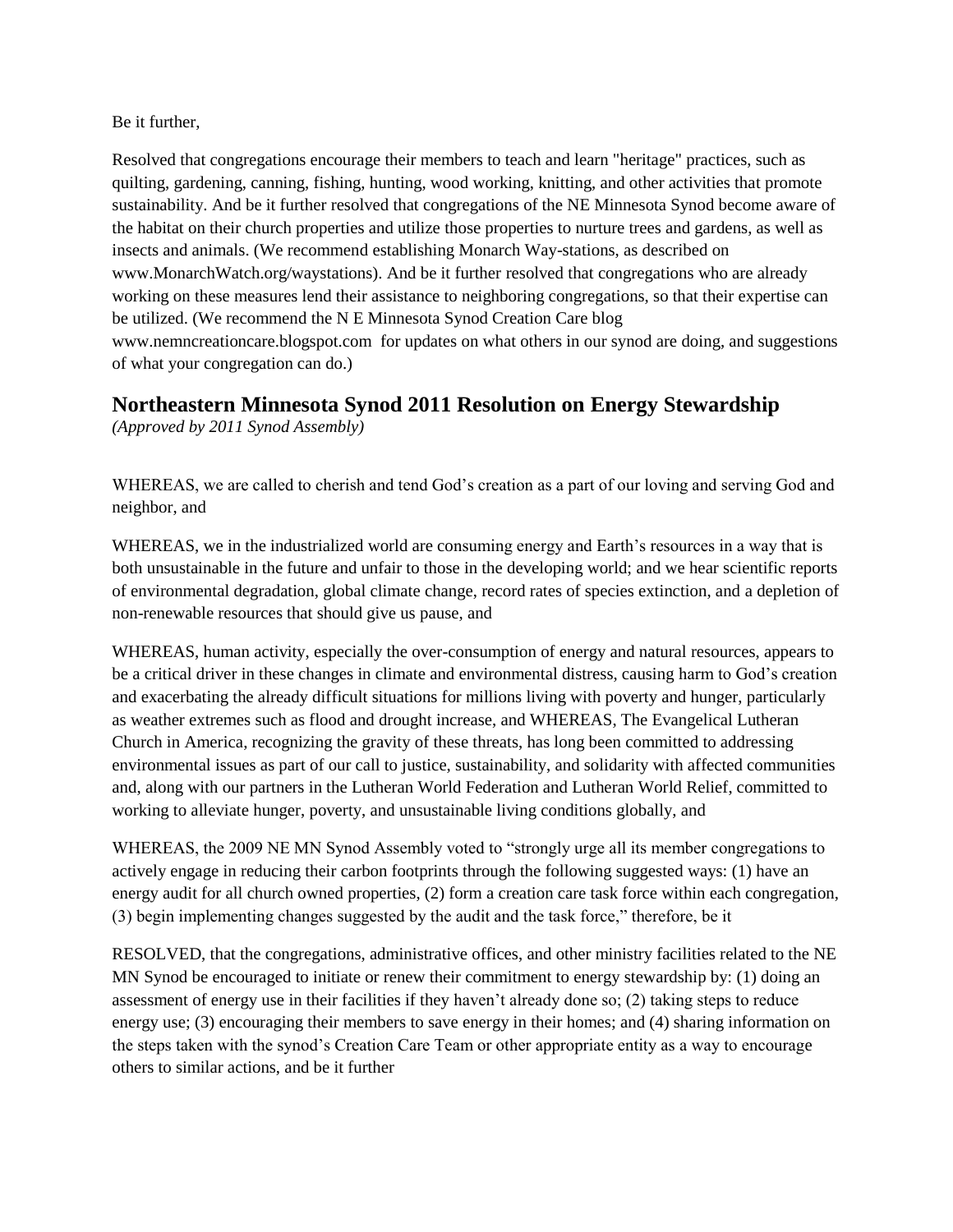Be it further,

Resolved that congregations encourage their members to teach and learn "heritage" practices, such as quilting, gardening, canning, fishing, hunting, wood working, knitting, and other activities that promote sustainability. And be it further resolved that congregations of the NE Minnesota Synod become aware of the habitat on their church properties and utilize those properties to nurture trees and gardens, as well as insects and animals. (We recommend establishing Monarch Way-stations, as described on www.MonarchWatch.org/waystations). And be it further resolved that congregations who are already working on these measures lend their assistance to neighboring congregations, so that their expertise can be utilized. (We recommend the N E Minnesota Synod Creation Care blog www.nemncreationcare.blogspot.com for updates on what others in our synod are doing, and suggestions of what your congregation can do.)

## Northeastern Minnesota Synod 2011 Resolution on Energy Stewardship

*(Approved by 2011 Synod Assembly)*

WHEREAS, we are called to cherish and tend God's creation as a part of our loving and serving God and neighbor, and

WHEREAS, we in the industrialized world are consuming energy and Earth's resources in a way that is both unsustainable in the future and unfair to those in the developing world; and we hear scientific reports of environmental degradation, global climate change, record rates of species extinction, and a depletion of non-renewable resources that should give us pause, and

WHEREAS, human activity, especially the over-consumption of energy and natural resources, appears to be a critical driver in these changes in climate and environmental distress, causing harm to God's creation and exacerbating the already difficult situations for millions living with poverty and hunger, particularly as weather extremes such as flood and drought increase, and WHEREAS, The Evangelical Lutheran Church in America, recognizing the gravity of these threats, has long been committed to addressing environmental issues as part of our call to justice, sustainability, and solidarity with affected communities and, along with our partners in the Lutheran World Federation and Lutheran World Relief, committed to working to alleviate hunger, poverty, and unsustainable living conditions globally, and

WHEREAS, the 2009 NE MN Synod Assembly voted to "strongly urge all its member congregations to actively engage in reducing their carbon footprints through the following suggested ways: (1) have an energy audit for all church owned properties, (2) form a creation care task force within each congregation, (3) begin implementing changes suggested by the audit and the task force," therefore, be it

RESOLVED, that the congregations, administrative offices, and other ministry facilities related to the NE MN Synod be encouraged to initiate or renew their commitment to energy stewardship by: (1) doing an assessment of energy use in their facilities if they haven't already done so; (2) taking steps to reduce energy use; (3) encouraging their members to save energy in their homes; and (4) sharing information on the steps taken with the synod's Creation Care Team or other appropriate entity as a way to encourage others to similar actions, and be it further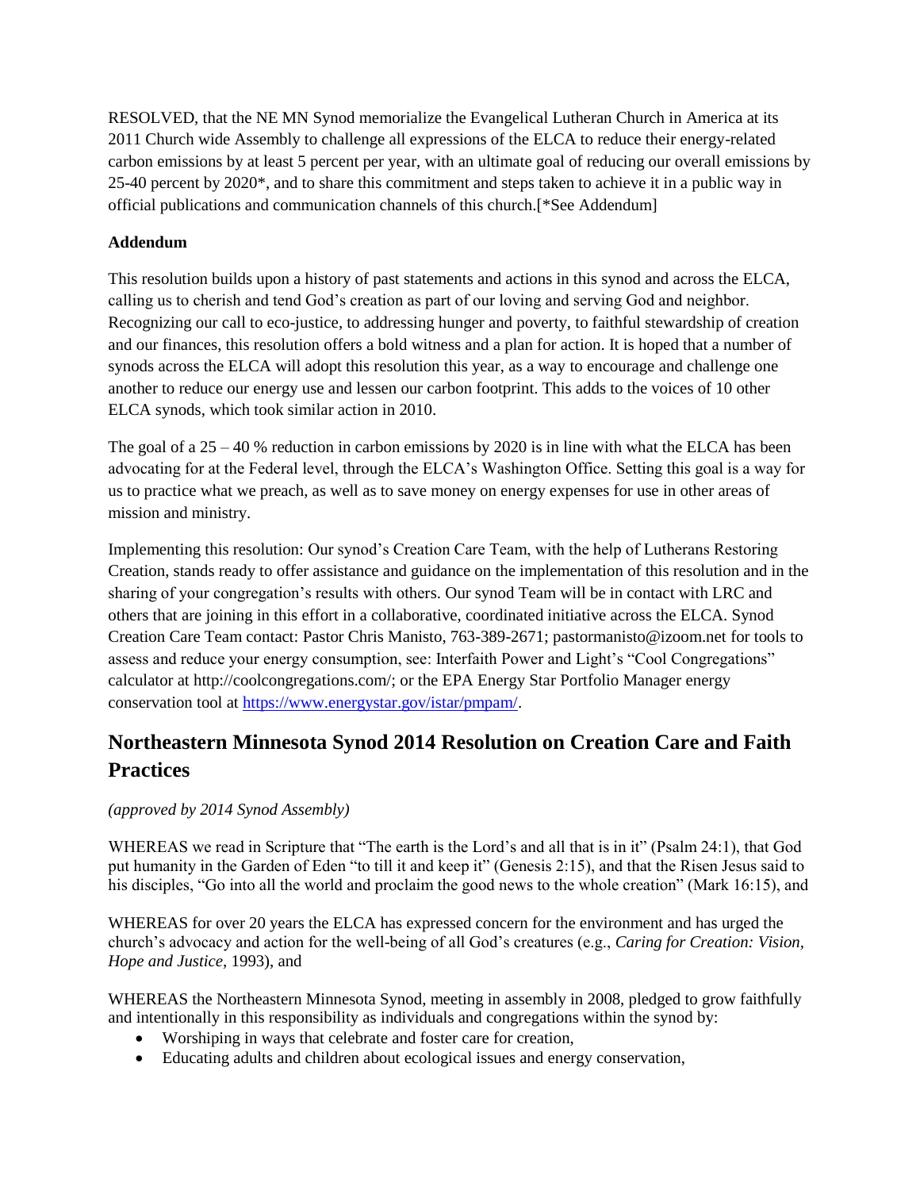RESOLVED, that the NE MN Synod memorialize the Evangelical Lutheran Church in America at its 2011 Church wide Assembly to challenge all expressions of the ELCA to reduce their energy-related carbon emissions by at least 5 percent per year, with an ultimate goal of reducing our overall emissions by 25-40 percent by 2020*, and to share this commitment and steps taken to achieve it in a public way in official publications and communication channels of this church.[*See Addendum]

**Addendum**

This resolution builds upon a history of past statements and actions in this synod and across the ELCA, calling us to cherish and tend God's creation as part of our loving and serving God and neighbor. Recognizing our call to eco-justice, to addressing hunger and poverty, to faithful stewardship of creation and our finances, this resolution offers a bold witness and a plan for action. It is hoped that a number of synods across the ELCA will adopt this resolution this year, as a way to encourage and challenge one another to reduce our energy use and lessen our carbon footprint. This adds to the voices of 10 other ELCA synods, which took similar action in 2010.

The goal of a 25 – 40 % reduction in carbon emissions by 2020 is in line with what the ELCA has been advocating for at the Federal level, through the ELCA's Washington Office. Setting this goal is a way for us to practice what we preach, as well as to save money on energy expenses for use in other areas of mission and ministry.

Implementing this resolution: Our synod's Creation Care Team, with the help of Lutherans Restoring Creation, stands ready to offer assistance and guidance on the implementation of this resolution and in the sharing of your congregation's results with others. Our synod Team will be in contact with LRC and others that are joining in this effort in a collaborative, coordinated initiative across the ELCA. Synod Creation Care Team contact: Pastor Chris Manisto, 763-389-2671; pastormanisto@izoom.net for tools to assess and reduce your energy consumption, see: Interfaith Power and Light's "Cool Congregations" calculator at http://coolcongregations.com/; or the EPA Energy Star Portfolio Manager energy conservation tool at https://www.energystar.gov/istar/pmpam/.

## Northeastern Minnesota Synod 2014 Resolution on Creation Care and Faith Practices

*(approved by 2014 Synod Assembly)*

WHEREAS we read in Scripture that "The earth is the Lord's and all that is in it" (Psalm 24:1), that God put humanity in the Garden of Eden "to till it and keep it" (Genesis 2:15), and that the Risen Jesus said to his disciples, "Go into all the world and proclaim the good news to the whole creation" (Mark 16:15), and

WHEREAS for over 20 years the ELCA has expressed concern for the environment and has urged the church's advocacy and action for the well-being of all God's creatures (e.g., *Caring for Creation: Vision, Hope and Justice*, 1993), and

WHEREAS the Northeastern Minnesota Synod, meeting in assembly in 2008, pledged to grow faithfully and intentionally in this responsibility as individuals and congregations within the synod by:

- Worshiping in ways that celebrate and foster care for creation,
- Educating adults and children about ecological issues and energy conservation,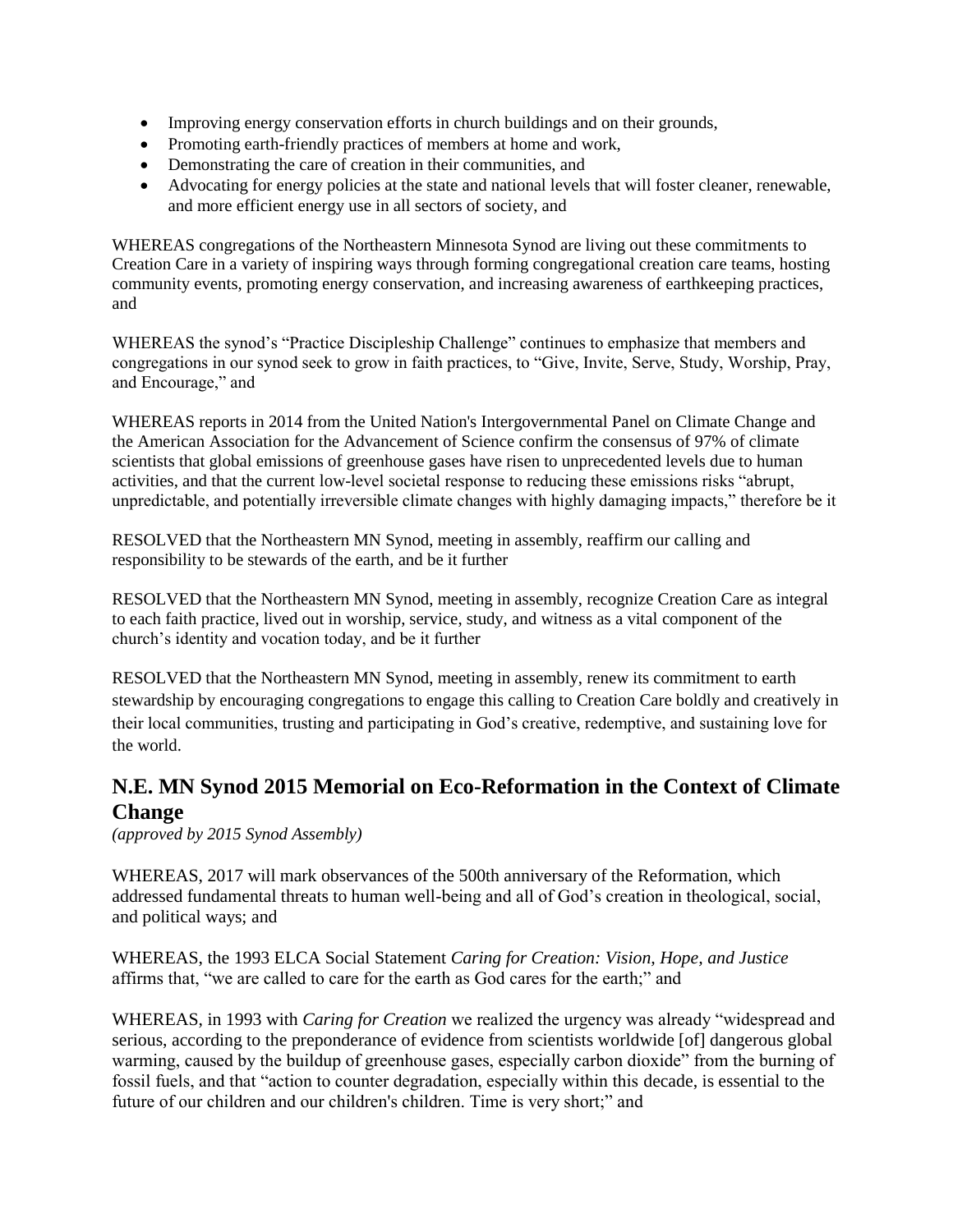- Improving energy conservation efforts in church buildings and on their grounds,
- Promoting earth-friendly practices of members at home and work,
- Demonstrating the care of creation in their communities, and
- Advocating for energy policies at the state and national levels that will foster cleaner, renewable, and more efficient energy use in all sectors of society, and

WHEREAS congregations of the Northeastern Minnesota Synod are living out these commitments to Creation Care in a variety of inspiring ways through forming congregational creation care teams, hosting community events, promoting energy conservation, and increasing awareness of earthkeeping practices, and

WHEREAS the synod's "Practice Discipleship Challenge" continues to emphasize that members and congregations in our synod seek to grow in faith practices, to "Give, Invite, Serve, Study, Worship, Pray, and Encourage," and

WHEREAS reports in 2014 from the United Nation's Intergovernmental Panel on Climate Change and the American Association for the Advancement of Science confirm the consensus of 97% of climate scientists that global emissions of greenhouse gases have risen to unprecedented levels due to human activities, and that the current low-level societal response to reducing these emissions risks "abrupt, unpredictable, and potentially irreversible climate changes with highly damaging impacts," therefore be it

RESOLVED that the Northeastern MN Synod, meeting in assembly, reaffirm our calling and responsibility to be stewards of the earth, and be it further

RESOLVED that the Northeastern MN Synod, meeting in assembly, recognize Creation Care as integral to each faith practice, lived out in worship, service, study, and witness as a vital component of the church's identity and vocation today, and be it further

RESOLVED that the Northeastern MN Synod, meeting in assembly, renew its commitment to earth stewardship by encouraging congregations to engage this calling to Creation Care boldly and creatively in their local communities, trusting and participating in God's creative, redemptive, and sustaining love for the world.

## N.E. MN Synod 2015 Memorial on Eco-Reformation in the Context of Climate Change

*(approved by 2015 Synod Assembly)*

WHEREAS, 2017 will mark observances of the 500th anniversary of the Reformation, which addressed fundamental threats to human well-being and all of God's creation in theological, social, and political ways; and

WHEREAS, the 1993 ELCA Social Statement *Caring for Creation: Vision, Hope, and Justice* affirms that, "we are called to care for the earth as God cares for the earth;" and

WHEREAS, in 1993 with *Caring for Creation* we realized the urgency was already "widespread and serious, according to the preponderance of evidence from scientists worldwide [of] dangerous global warming, caused by the buildup of greenhouse gases, especially carbon dioxide" from the burning of fossil fuels, and that "action to counter degradation, especially within this decade, is essential to the future of our children and our children's children. Time is very short;" and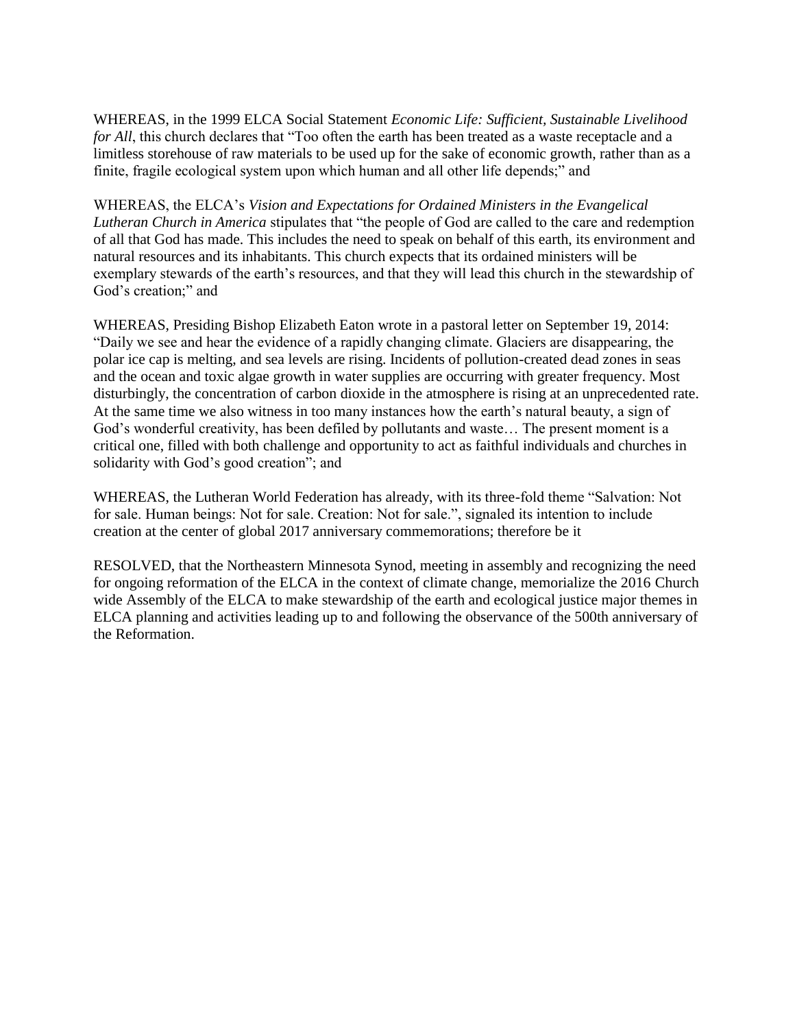WHEREAS, in the 1999 ELCA Social Statement *Economic Life: Sufficient, Sustainable Livelihood for All*, this church declares that "Too often the earth has been treated as a waste receptacle and a limitless storehouse of raw materials to be used up for the sake of economic growth, rather than as a finite, fragile ecological system upon which human and all other life depends;" and

WHEREAS, the ELCA's *Vision and Expectations for Ordained Ministers in the Evangelical Lutheran Church in America* stipulates that "the people of God are called to the care and redemption of all that God has made. This includes the need to speak on behalf of this earth, its environment and natural resources and its inhabitants. This church expects that its ordained ministers will be exemplary stewards of the earth's resources, and that they will lead this church in the stewardship of God's creation;" and

WHEREAS, Presiding Bishop Elizabeth Eaton wrote in a pastoral letter on September 19, 2014: "Daily we see and hear the evidence of a rapidly changing climate. Glaciers are disappearing, the polar ice cap is melting, and sea levels are rising. Incidents of pollution-created dead zones in seas and the ocean and toxic algae growth in water supplies are occurring with greater frequency. Most disturbingly, the concentration of carbon dioxide in the atmosphere is rising at an unprecedented rate. At the same time we also witness in too many instances how the earth's natural beauty, a sign of God's wonderful creativity, has been defiled by pollutants and waste… The present moment is a critical one, filled with both challenge and opportunity to act as faithful individuals and churches in solidarity with God's good creation"; and

WHEREAS, the Lutheran World Federation has already, with its three-fold theme "Salvation: Not for sale. Human beings: Not for sale. Creation: Not for sale.", signaled its intention to include creation at the center of global 2017 anniversary commemorations; therefore be it

RESOLVED, that the Northeastern Minnesota Synod, meeting in assembly and recognizing the need for ongoing reformation of the ELCA in the context of climate change, memorialize the 2016 Church wide Assembly of the ELCA to make stewardship of the earth and ecological justice major themes in ELCA planning and activities leading up to and following the observance of the 500th anniversary of the Reformation.